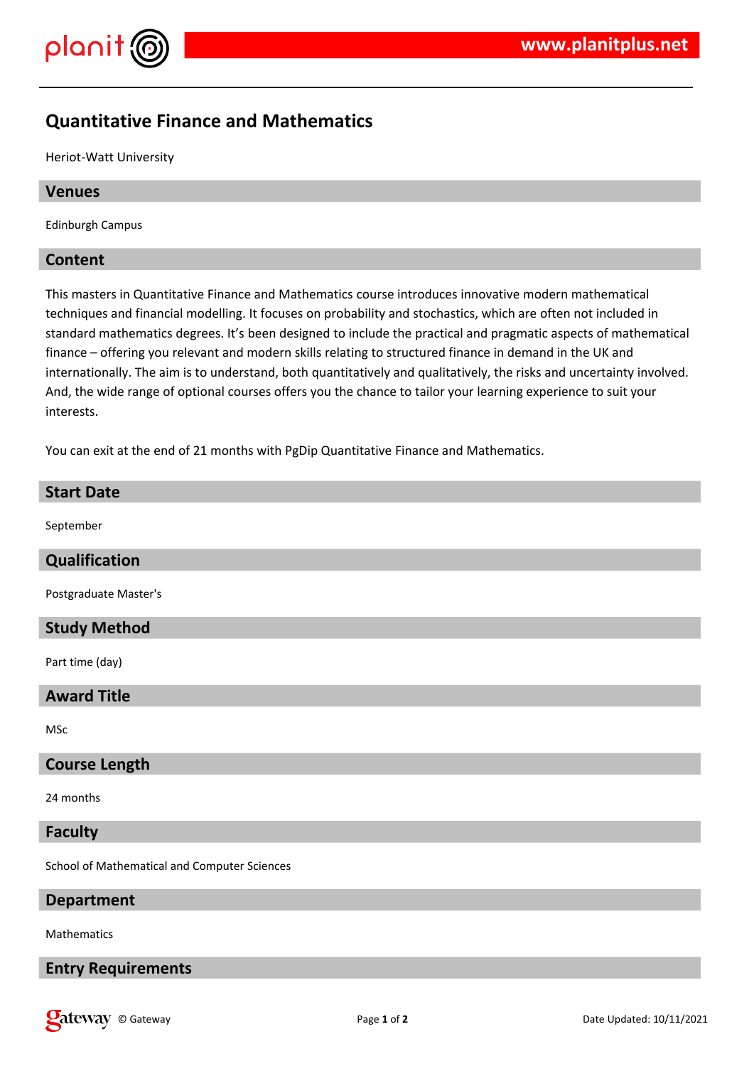# Quantitative Finance and Mathematics

Heriot-Watt University

## Venues

Edinburgh Campus

## Content

This masters in Quantitative Finance and Mathematics course introduces innovative modern mathematical techniques and financial modelling. It focuses on probability and stochastics, which are often not included in standard mathematics degrees. It's been designed to include the practical and pragmatic aspects of mathematical finance – offering you relevant and modern skills relating to structured finance in demand in the UK and internationally. The aim is to understand, both quantitatively and qualitatively, the risks and uncertainty involved. And, the wide range of optional courses offers you the chance to tailor your learning experience to suit your interests.

You can exit at the end of 21 months with PgDip Quantitative Finance and Mathematics.

## Start Date

September

## Qualification

Postgraduate Master's

## Study Method

Part time (day)

## Award Title

MSc

## Course Length

24 months

## Faculty

School of Mathematical and Computer Sciences

## Department

Mathematics

## Entry Requirements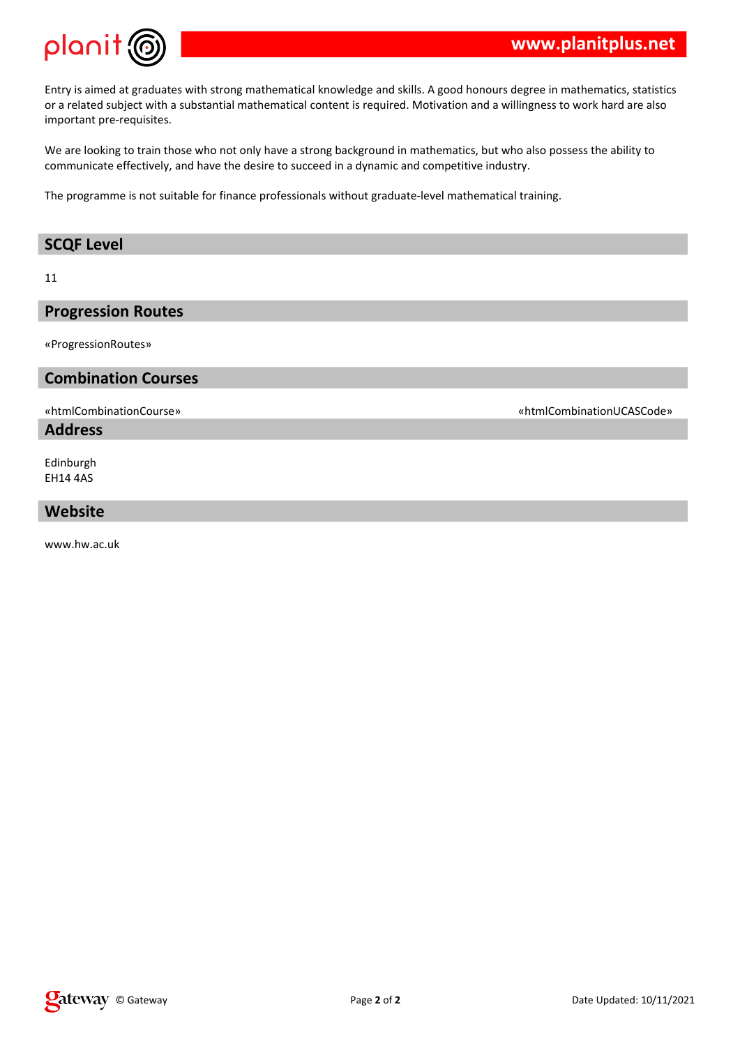Entry is aimed at graduates with strong mathematical knowledge and skills. A good honours degree in mathematics, statistics or a related subject with a substantial mathematical content is required. Motivation and a willingness to work hard are also important pre-requisites.

We are looking to train those who not only have a strong background in mathematics, but who also possess the ability to communicate effectively, and have the desire to succeed in a dynamic and competitive industry.

The programme is not suitable for finance professionals without graduate-level mathematical training.

## SCQF Level

11

## Progression Routes

«ProgressionRoutes»

## Combination Courses

«htmlCombinationCourse» «htmlCombinationUCASCode»

## Address

Edinburgh
EH14 4AS

## Website

www.hw.ac.uk